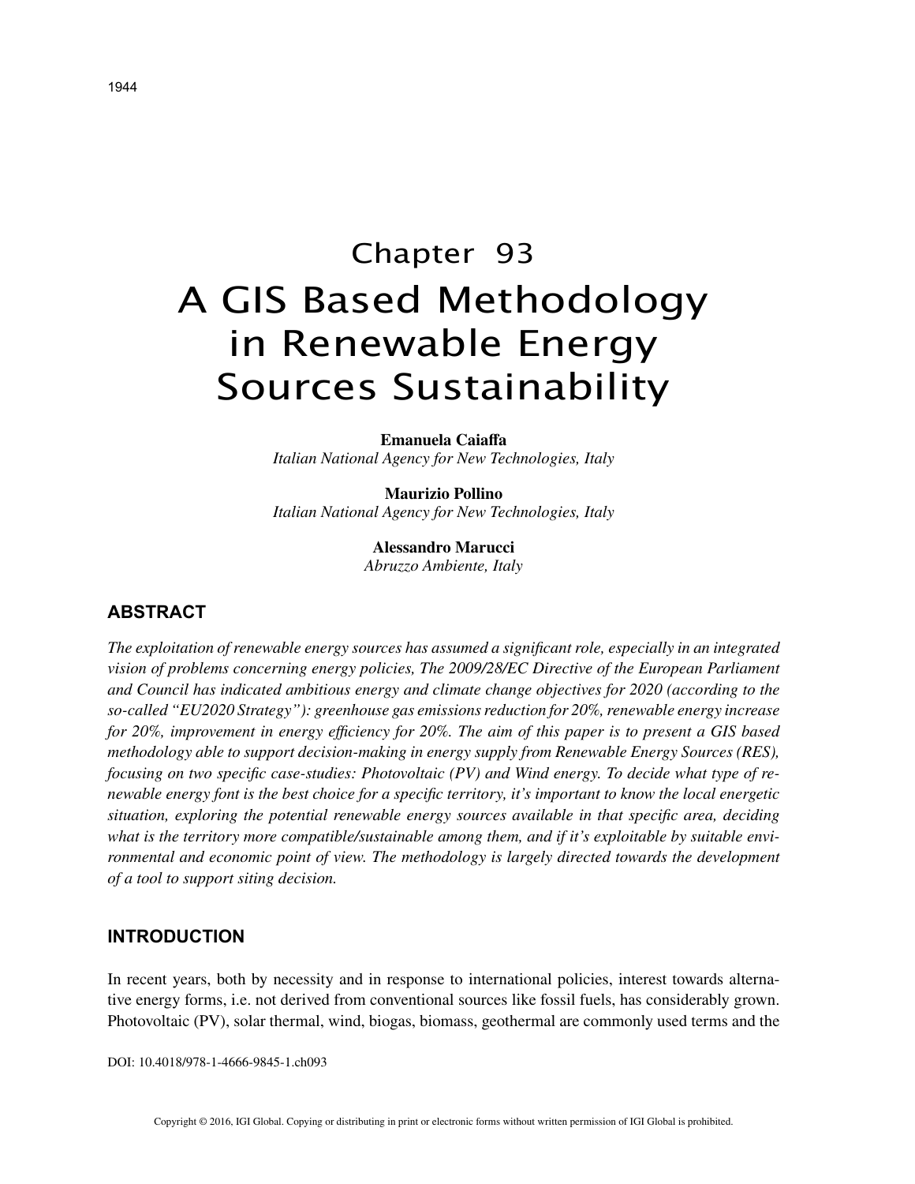# Chapter 93

# A GIS Based Methodology in Renewable Energy Sources Sustainability

**Emanuela Caiaffa**
*Italian National Agency for New Technologies, Italy*

**Maurizio Pollino**
*Italian National Agency for New Technologies, Italy*

**Alessandro Marucci**
*Abruzzo Ambiente, Italy*

## ABSTRACT

*The exploitation of renewable energy sources has assumed a significant role, especially in an integrated vision of problems concerning energy policies, The 2009/28/EC Directive of the European Parliament and Council has indicated ambitious energy and climate change objectives for 2020 (according to the so-called "EU2020 Strategy"): greenhouse gas emissions reduction for 20%, renewable energy increase for 20%, improvement in energy efficiency for 20%. The aim of this paper is to present a GIS based methodology able to support decision-making in energy supply from Renewable Energy Sources (RES), focusing on two specific case-studies: Photovoltaic (PV) and Wind energy. To decide what type of renewable energy font is the best choice for a specific territory, it's important to know the local energetic situation, exploring the potential renewable energy sources available in that specific area, deciding what is the territory more compatible/sustainable among them, and if it's exploitable by suitable environmental and economic point of view. The methodology is largely directed towards the development of a tool to support siting decision.*

## INTRODUCTION

In recent years, both by necessity and in response to international policies, interest towards alternative energy forms, i.e. not derived from conventional sources like fossil fuels, has considerably grown. Photovoltaic (PV), solar thermal, wind, biogas, biomass, geothermal are commonly used terms and the

DOI: 10.4018/978-1-4666-9845-1.ch093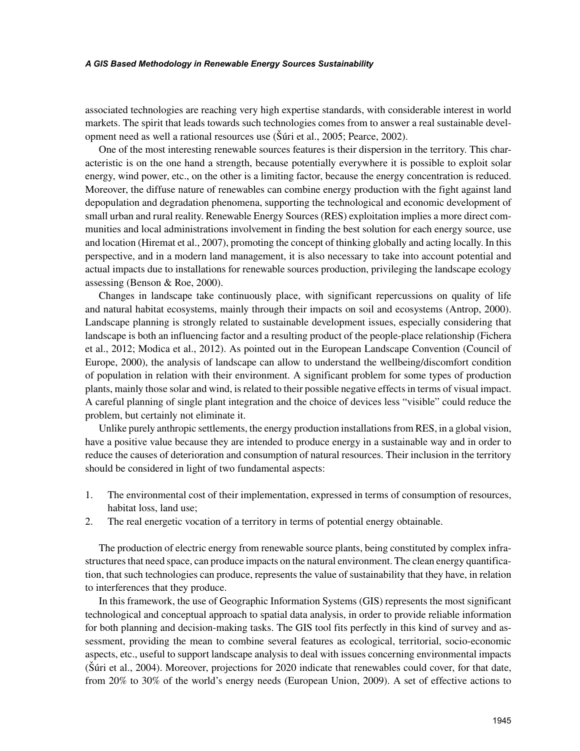associated technologies are reaching very high expertise standards, with considerable interest in world markets. The spirit that leads towards such technologies comes from to answer a real sustainable development need as well a rational resources use (Šúri et al., 2005; Pearce, 2002).

One of the most interesting renewable sources features is their dispersion in the territory. This characteristic is on the one hand a strength, because potentially everywhere it is possible to exploit solar energy, wind power, etc., on the other is a limiting factor, because the energy concentration is reduced. Moreover, the diffuse nature of renewables can combine energy production with the fight against land depopulation and degradation phenomena, supporting the technological and economic development of small urban and rural reality. Renewable Energy Sources (RES) exploitation implies a more direct communities and local administrations involvement in finding the best solution for each energy source, use and location (Hiremat et al., 2007), promoting the concept of thinking globally and acting locally. In this perspective, and in a modern land management, it is also necessary to take into account potential and actual impacts due to installations for renewable sources production, privileging the landscape ecology assessing (Benson & Roe, 2000).

Changes in landscape take continuously place, with significant repercussions on quality of life and natural habitat ecosystems, mainly through their impacts on soil and ecosystems (Antrop, 2000). Landscape planning is strongly related to sustainable development issues, especially considering that landscape is both an influencing factor and a resulting product of the people-place relationship (Fichera et al., 2012; Modica et al., 2012). As pointed out in the European Landscape Convention (Council of Europe, 2000), the analysis of landscape can allow to understand the wellbeing/discomfort condition of population in relation with their environment. A significant problem for some types of production plants, mainly those solar and wind, is related to their possible negative effects in terms of visual impact. A careful planning of single plant integration and the choice of devices less "visible" could reduce the problem, but certainly not eliminate it.

Unlike purely anthropic settlements, the energy production installations from RES, in a global vision, have a positive value because they are intended to produce energy in a sustainable way and in order to reduce the causes of deterioration and consumption of natural resources. Their inclusion in the territory should be considered in light of two fundamental aspects:

1. The environmental cost of their implementation, expressed in terms of consumption of resources, habitat loss, land use;
2. The real energetic vocation of a territory in terms of potential energy obtainable.

The production of electric energy from renewable source plants, being constituted by complex infrastructures that need space, can produce impacts on the natural environment. The clean energy quantification, that such technologies can produce, represents the value of sustainability that they have, in relation to interferences that they produce.

In this framework, the use of Geographic Information Systems (GIS) represents the most significant technological and conceptual approach to spatial data analysis, in order to provide reliable information for both planning and decision-making tasks. The GIS tool fits perfectly in this kind of survey and assessment, providing the mean to combine several features as ecological, territorial, socio-economic aspects, etc., useful to support landscape analysis to deal with issues concerning environmental impacts (Šúri et al., 2004). Moreover, projections for 2020 indicate that renewables could cover, for that date, from 20% to 30% of the world's energy needs (European Union, 2009). A set of effective actions to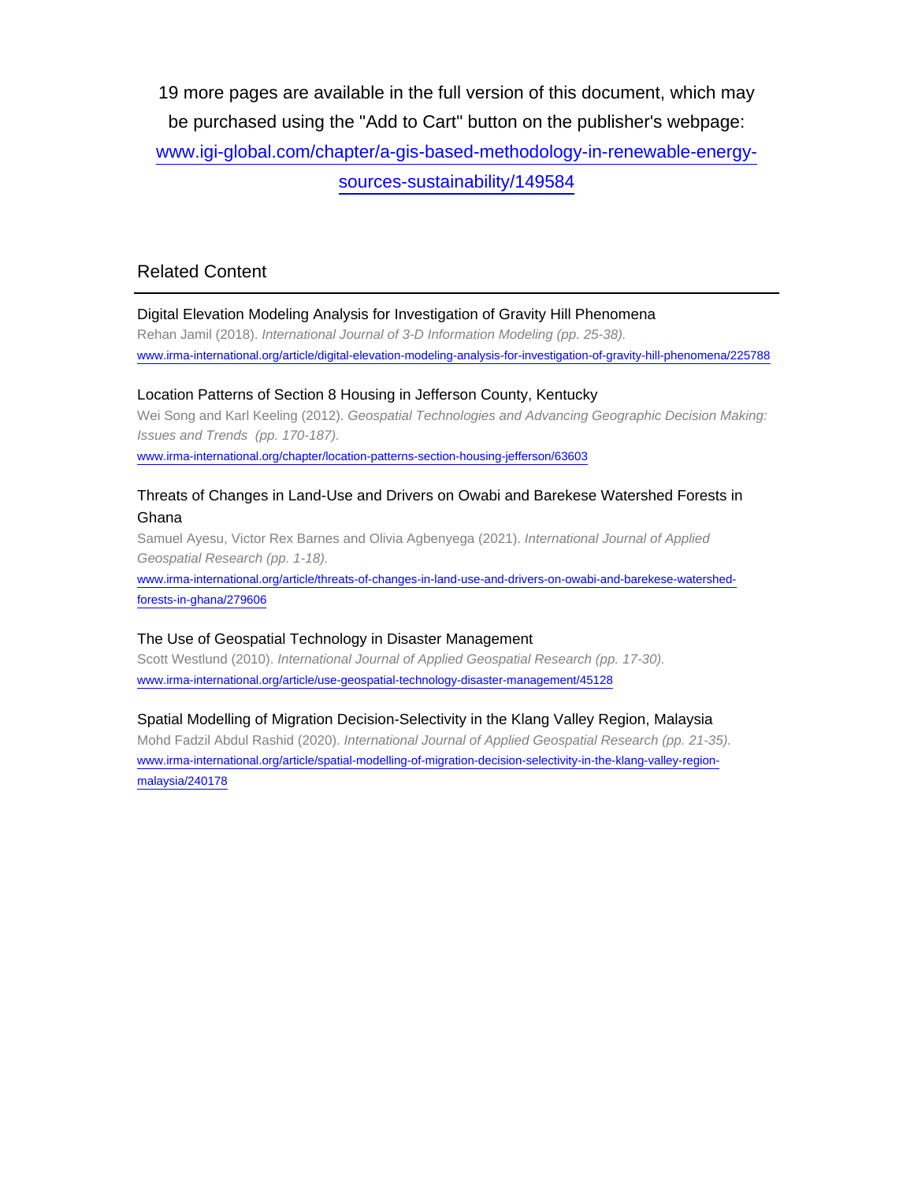19 more pages are available in the full version of this document, which may be purchased using the "Add to Cart" button on the publisher's webpage: www.igi-global.com/chapter/a-gis-based-methodology-in-renewable-energy-sources-sustainability/149584

## Related Content

Digital Elevation Modeling Analysis for Investigation of Gravity Hill Phenomena
Rehan Jamil (2018). *International Journal of 3-D Information Modeling (pp. 25-38).*
www.irma-international.org/article/digital-elevation-modeling-analysis-for-investigation-of-gravity-hill-phenomena/225788

Location Patterns of Section 8 Housing in Jefferson County, Kentucky
Wei Song and Karl Keeling (2012). *Geospatial Technologies and Advancing Geographic Decision Making: Issues and Trends (pp. 170-187).*
www.irma-international.org/chapter/location-patterns-section-housing-jefferson/63603

Threats of Changes in Land-Use and Drivers on Owabi and Barekese Watershed Forests in Ghana
Samuel Ayesu, Victor Rex Barnes and Olivia Agbenyega (2021). *International Journal of Applied Geospatial Research (pp. 1-18).*
www.irma-international.org/article/threats-of-changes-in-land-use-and-drivers-on-owabi-and-barekese-watershed-forests-in-ghana/279606

The Use of Geospatial Technology in Disaster Management
Scott Westlund (2010). *International Journal of Applied Geospatial Research (pp. 17-30).*
www.irma-international.org/article/use-geospatial-technology-disaster-management/45128

Spatial Modelling of Migration Decision-Selectivity in the Klang Valley Region, Malaysia
Mohd Fadzil Abdul Rashid (2020). *International Journal of Applied Geospatial Research (pp. 21-35).*
www.irma-international.org/article/spatial-modelling-of-migration-decision-selectivity-in-the-klang-valley-region-malaysia/240178